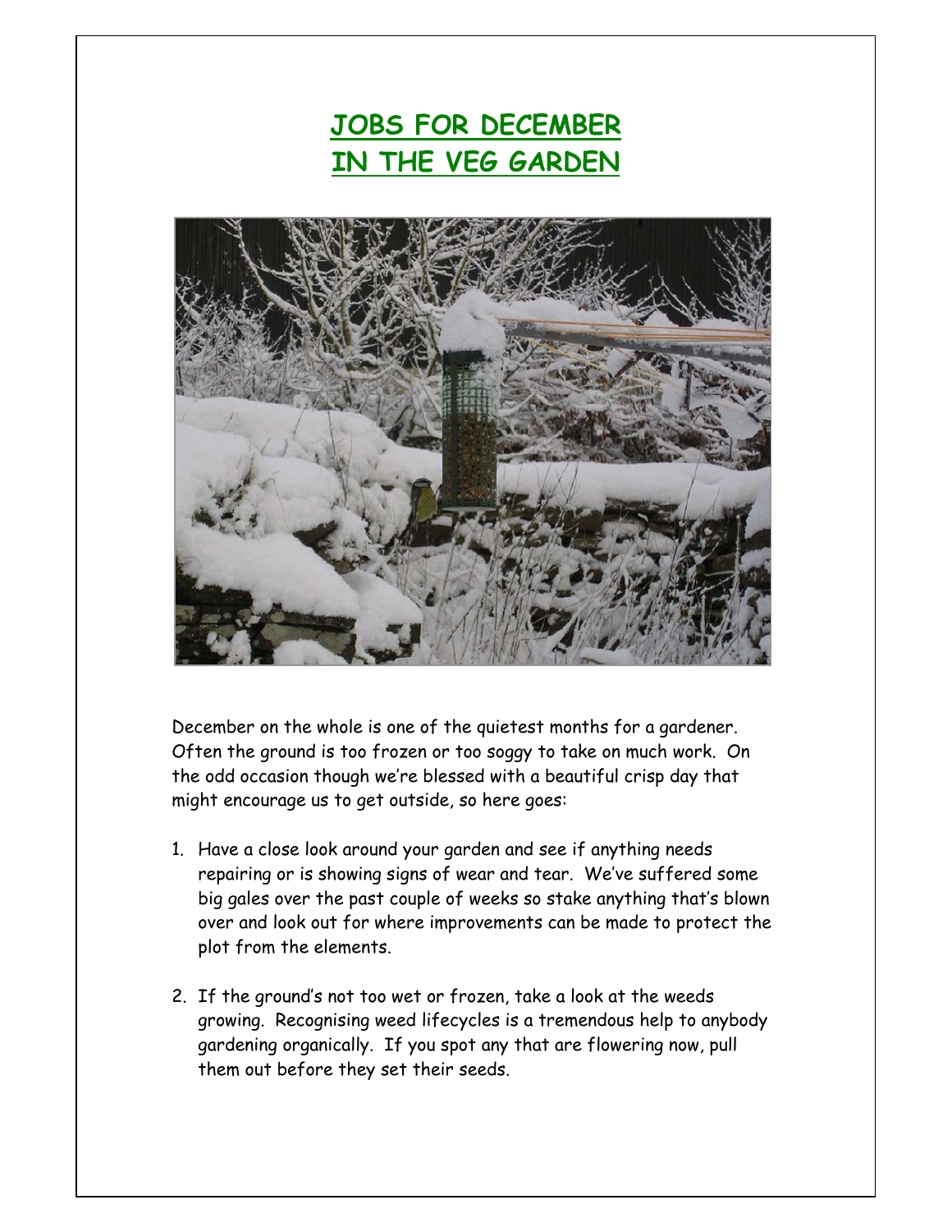# JOBS FOR DECEMBER IN THE VEG GARDEN

December on the whole is one of the quietest months for a gardener. Often the ground is too frozen or too soggy to take on much work. On the odd occasion though we're blessed with a beautiful crisp day that might encourage us to get outside, so here goes:

1. Have a close look around your garden and see if anything needs repairing or is showing signs of wear and tear. We've suffered some big gales over the past couple of weeks so stake anything that's blown over and look out for where improvements can be made to protect the plot from the elements.

2. If the ground's not too wet or frozen, take a look at the weeds growing. Recognising weed lifecycles is a tremendous help to anybody gardening organically. If you spot any that are flowering now, pull them out before they set their seeds.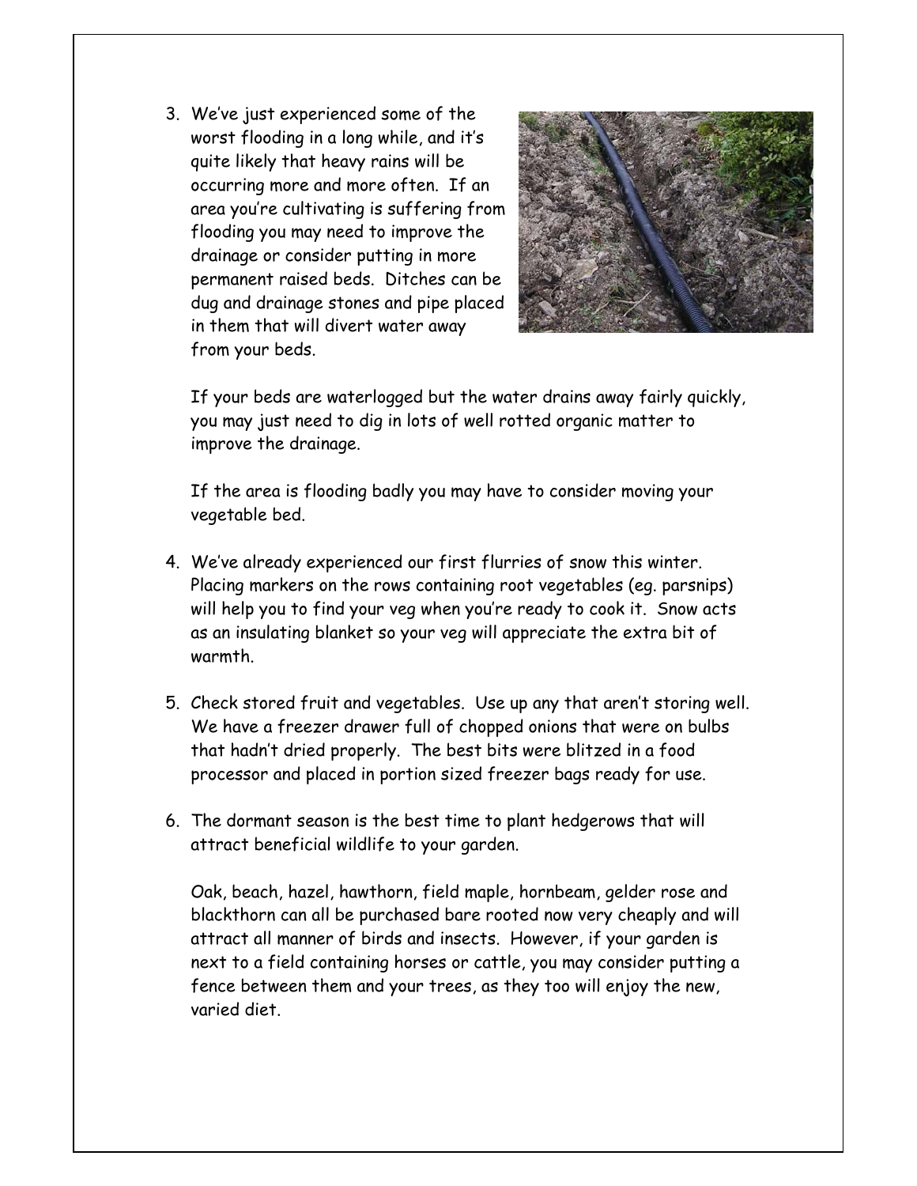3. We've just experienced some of the worst flooding in a long while, and it's quite likely that heavy rains will be occurring more and more often. If an area you're cultivating is suffering from flooding you may need to improve the drainage or consider putting in more permanent raised beds. Ditches can be dug and drainage stones and pipe placed in them that will divert water away from your beds.

   If your beds are waterlogged but the water drains away fairly quickly, you may just need to dig in lots of well rotted organic matter to improve the drainage.

   If the area is flooding badly you may have to consider moving your vegetable bed.

4. We've already experienced our first flurries of snow this winter. Placing markers on the rows containing root vegetables (eg. parsnips) will help you to find your veg when you're ready to cook it. Snow acts as an insulating blanket so your veg will appreciate the extra bit of warmth.

5. Check stored fruit and vegetables. Use up any that aren't storing well. We have a freezer drawer full of chopped onions that were on bulbs that hadn't dried properly. The best bits were blitzed in a food processor and placed in portion sized freezer bags ready for use.

6. The dormant season is the best time to plant hedgerows that will attract beneficial wildlife to your garden.

   Oak, beach, hazel, hawthorn, field maple, hornbeam, gelder rose and blackthorn can all be purchased bare rooted now very cheaply and will attract all manner of birds and insects. However, if your garden is next to a field containing horses or cattle, you may consider putting a fence between them and your trees, as they too will enjoy the new, varied diet.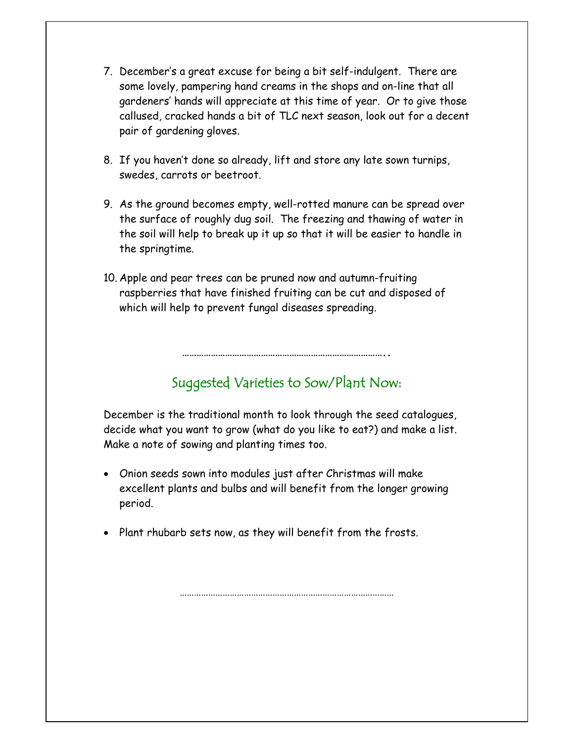7. December's a great excuse for being a bit self-indulgent. There are some lovely, pampering hand creams in the shops and on-line that all gardeners' hands will appreciate at this time of year. Or to give those callused, cracked hands a bit of TLC next season, look out for a decent pair of gardening gloves.

8. If you haven't done so already, lift and store any late sown turnips, swedes, carrots or beetroot.

9. As the ground becomes empty, well-rotted manure can be spread over the surface of roughly dug soil. The freezing and thawing of water in the soil will help to break up it up so that it will be easier to handle in the springtime.

10. Apple and pear trees can be pruned now and autumn-fruiting raspberries that have finished fruiting can be cut and disposed of which will help to prevent fungal diseases spreading.

…………………………………………………………………………..

## Suggested Varieties to Sow/Plant Now:

December is the traditional month to look through the seed catalogues, decide what you want to grow (what do you like to eat?) and make a list. Make a note of sowing and planting times too.

- Onion seeds sown into modules just after Christmas will make excellent plants and bulbs and will benefit from the longer growing period.

- Plant rhubarb sets now, as they will benefit from the frosts.

……………………………………………………………………………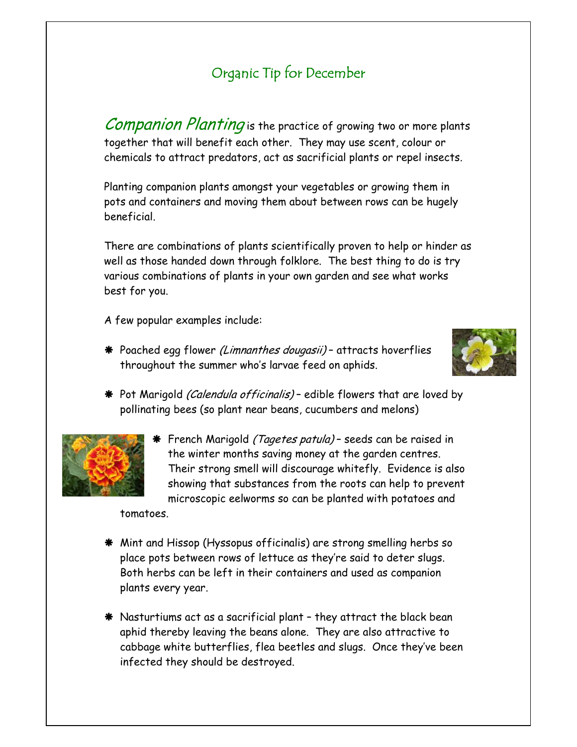# Organic Tip for December

*Companion Planting* is the practice of growing two or more plants together that will benefit each other. They may use scent, colour or chemicals to attract predators, act as sacrificial plants or repel insects.

Planting companion plants amongst your vegetables or growing them in pots and containers and moving them about between rows can be hugely beneficial.

There are combinations of plants scientifically proven to help or hinder as well as those handed down through folklore. The best thing to do is try various combinations of plants in your own garden and see what works best for you.

A few popular examples include:

- Poached egg flower *(Limnanthes dougasii)* – attracts hoverflies throughout the summer who's larvae feed on aphids.
- Pot Marigold *(Calendula officinalis)* – edible flowers that are loved by pollinating bees (so plant near beans, cucumbers and melons)
- French Marigold *(Tagetes patula)* – seeds can be raised in the winter months saving money at the garden centres. Their strong smell will discourage whitefly. Evidence is also showing that substances from the roots can help to prevent microscopic eelworms so can be planted with potatoes and tomatoes.
- Mint and Hissop (Hyssopus officinalis) are strong smelling herbs so place pots between rows of lettuce as they're said to deter slugs. Both herbs can be left in their containers and used as companion plants every year.
- Nasturtiums act as a sacrificial plant – they attract the black bean aphid thereby leaving the beans alone. They are also attractive to cabbage white butterflies, flea beetles and slugs. Once they've been infected they should be destroyed.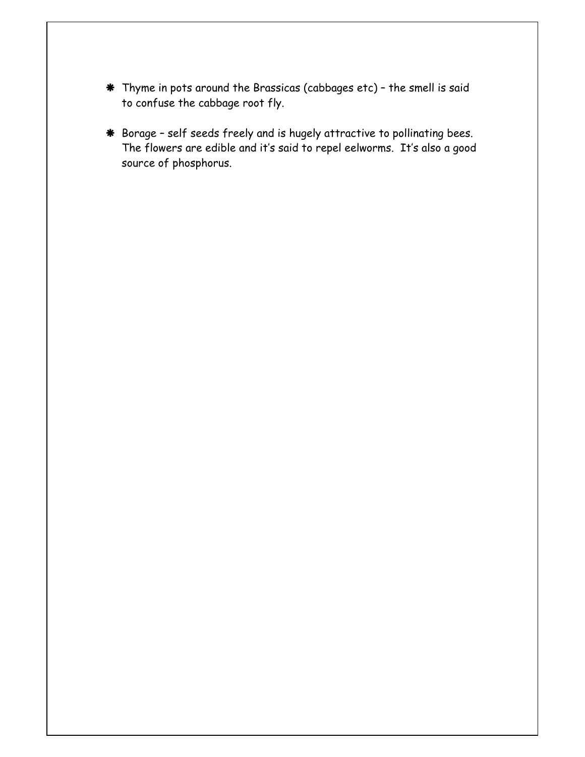- Thyme in pots around the Brassicas (cabbages etc) – the smell is said to confuse the cabbage root fly.

- Borage – self seeds freely and is hugely attractive to pollinating bees. The flowers are edible and it's said to repel eelworms. It's also a good source of phosphorus.